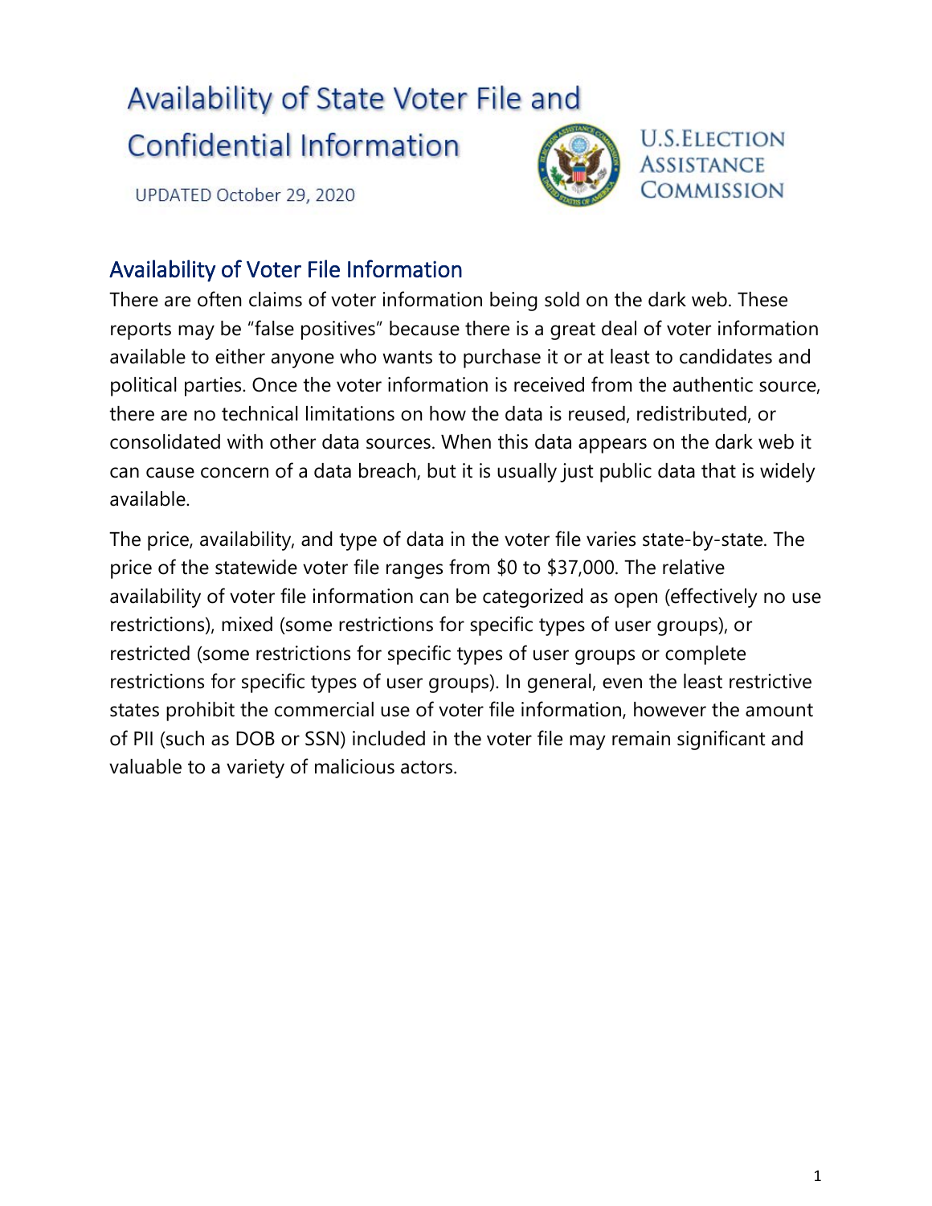# Availability of State Voter File and Confidential Information

UPDATED October 29, 2020

U.S. ELECTION ASSISTANCE COMMISSION

## Availability of Voter File Information

There are often claims of voter information being sold on the dark web. These reports may be "false positives" because there is a great deal of voter information available to either anyone who wants to purchase it or at least to candidates and political parties. Once the voter information is received from the authentic source, there are no technical limitations on how the data is reused, redistributed, or consolidated with other data sources. When this data appears on the dark web it can cause concern of a data breach, but it is usually just public data that is widely available.

The price, availability, and type of data in the voter file varies state-by-state. The price of the statewide voter file ranges from $0 to $37,000. The relative availability of voter file information can be categorized as open (effectively no use restrictions), mixed (some restrictions for specific types of user groups), or restricted (some restrictions for specific types of user groups or complete restrictions for specific types of user groups). In general, even the least restrictive states prohibit the commercial use of voter file information, however the amount of PII (such as DOB or SSN) included in the voter file may remain significant and valuable to a variety of malicious actors.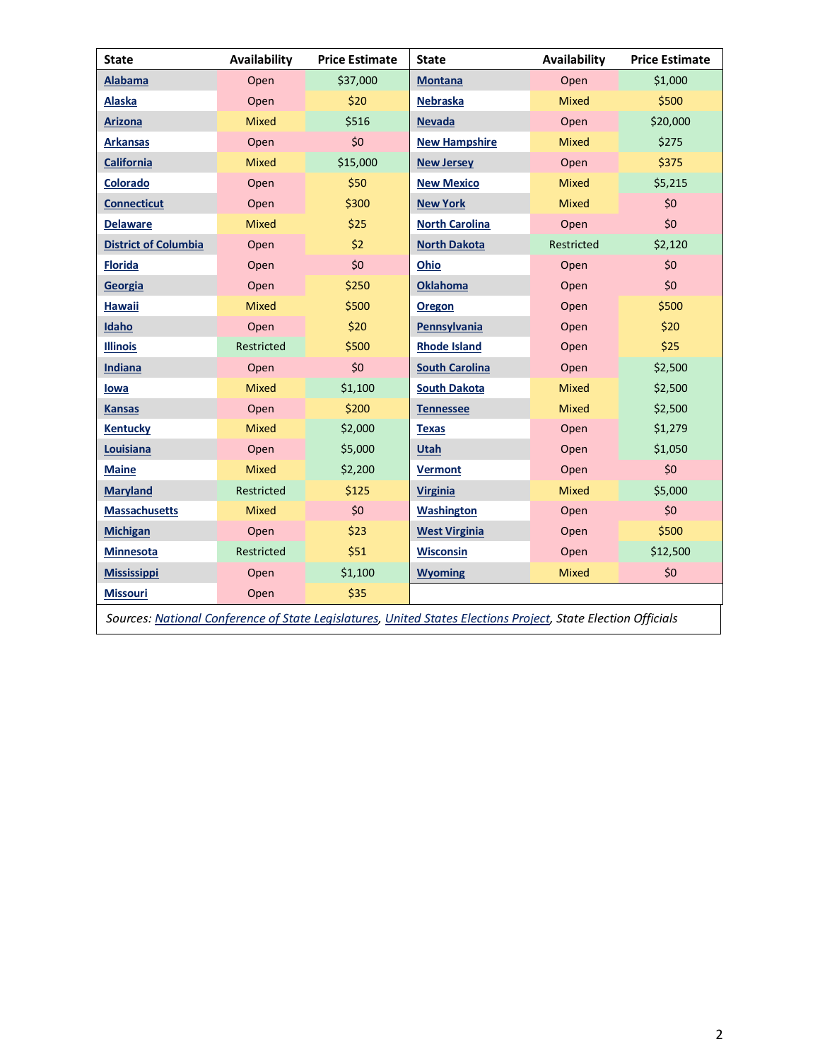| State | Availability | Price Estimate | State | Availability | Price Estimate |
|---|---|---|---|---|---|
| [Alabama]() | Open | $37,000 | [Montana]() | Open | $1,000 |
| [Alaska]() | Open | $20 | [Nebraska]() | Mixed | $500 |
| [Arizona]() | Mixed | $516 | [Nevada]() | Open | $20,000 |
| [Arkansas]() | Open | $0 | [New Hampshire]() | Mixed | $275 |
| [California]() | Mixed | $15,000 | [New Jersey]() | Open | $375 |
| [Colorado]() | Open | $50 | [New Mexico]() | Mixed | $5,215 |
| [Connecticut]() | Open | $300 | [New York]() | Mixed | $0 |
| [Delaware]() | Mixed | $25 | [North Carolina]() | Open | $0 |
| [District of Columbia]() | Open | $2 | [North Dakota]() | Restricted | $2,120 |
| [Florida]() | Open | $0 | [Ohio]() | Open | $0 |
| [Georgia]() | Open | $250 | [Oklahoma]() | Open | $0 |
| [Hawaii]() | Mixed | $500 | [Oregon]() | Open | $500 |
| [Idaho]() | Open | $20 | [Pennsylvania]() | Open | $20 |
| [Illinois]() | Restricted | $500 | [Rhode Island]() | Open | $25 |
| [Indiana]() | Open | $0 | [South Carolina]() | Open | $2,500 |
| [Iowa]() | Mixed | $1,100 | [South Dakota]() | Mixed | $2,500 |
| [Kansas]() | Open | $200 | [Tennessee]() | Mixed | $2,500 |
| [Kentucky]() | Mixed | $2,000 | [Texas]() | Open | $1,279 |
| [Louisiana]() | Open | $5,000 | [Utah]() | Open | $1,050 |
| [Maine]() | Mixed | $2,200 | [Vermont]() | Open | $0 |
| [Maryland]() | Restricted | $125 | [Virginia]() | Mixed | $5,000 |
| [Massachusetts]() | Mixed | $0 | [Washington]() | Open | $0 |
| [Michigan]() | Open | $23 | [West Virginia]() | Open | $500 |
| [Minnesota]() | Restricted | $51 | [Wisconsin]() | Open | $12,500 |
| [Mississippi]() | Open | $1,100 | [Wyoming]() | Mixed | $0 |
| [Missouri]() | Open | $35 | | | |

*Sources: National Conference of State Legislatures, United States Elections Project, State Election Officials*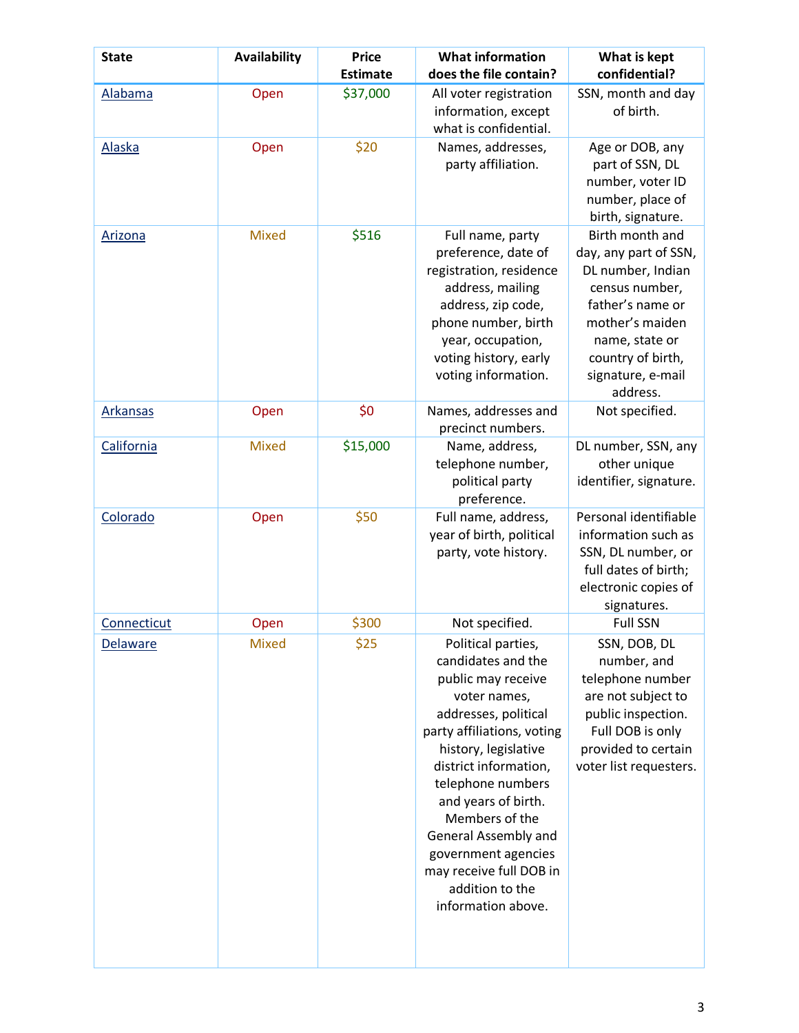| State | Availability | Price Estimate | What information does the file contain? | What is kept confidential? |
|---|---|---|---|---|
| Alabama | Open | $37,000 | All voter registration information, except what is confidential. | SSN, month and day of birth. |
| Alaska | Open | $20 | Names, addresses, party affiliation. | Age or DOB, any part of SSN, DL number, voter ID number, place of birth, signature. |
| Arizona | Mixed | $516 | Full name, party preference, date of registration, residence address, mailing address, zip code, phone number, birth year, occupation, voting history, early voting information. | Birth month and day, any part of SSN, DL number, Indian census number, father's name or mother's maiden name, state or country of birth, signature, e-mail address. |
| Arkansas | Open | $0 | Names, addresses and precinct numbers. | Not specified. |
| California | Mixed | $15,000 | Name, address, telephone number, political party preference. | DL number, SSN, any other unique identifier, signature. |
| Colorado | Open | $50 | Full name, address, year of birth, political party, vote history. | Personal identifiable information such as SSN, DL number, or full dates of birth; electronic copies of signatures. |
| Connecticut | Open | $300 | Not specified. | Full SSN |
| Delaware | Mixed | $25 | Political parties, candidates and the public may receive voter names, addresses, political party affiliations, voting history, legislative district information, telephone numbers and years of birth. Members of the General Assembly and government agencies may receive full DOB in addition to the information above. | SSN, DOB, DL number, and telephone number are not subject to public inspection. Full DOB is only provided to certain voter list requesters. |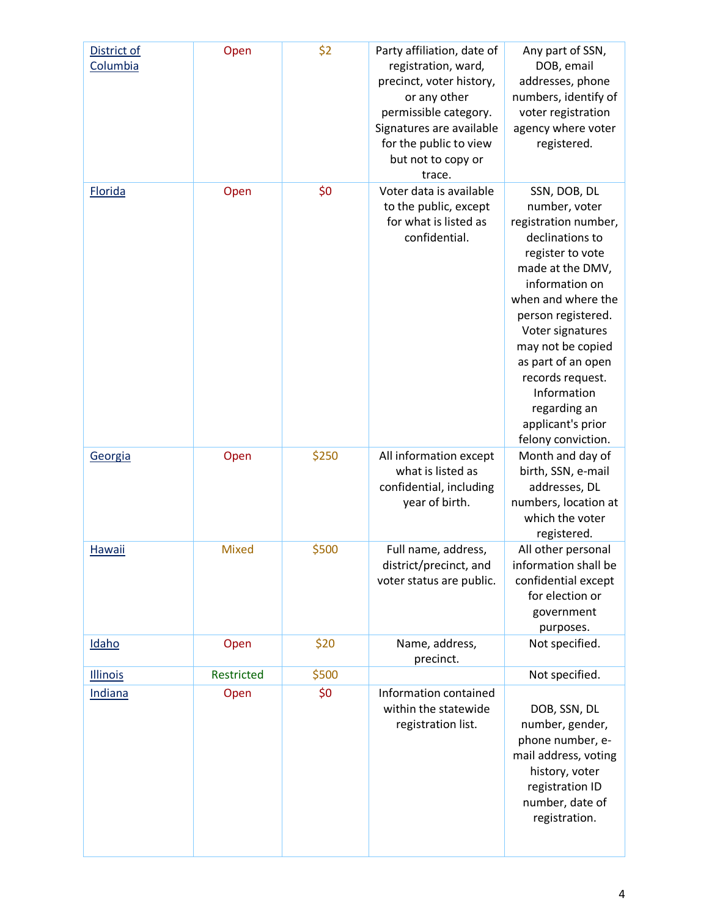| [District of Columbia](#) | Open | $2 | Party affiliation, date of registration, ward, precinct, voter history, or any other permissible category. Signatures are available for the public to view but not to copy or trace. | Any part of SSN, DOB, email addresses, phone numbers, identify of voter registration agency where voter registered. |
|---|---|---|---|---|
| [Florida](#) | Open | $0 | Voter data is available to the public, except for what is listed as confidential. | SSN, DOB, DL number, voter registration number, declinations to register to vote made at the DMV, information on when and where the person registered. Voter signatures may not be copied as part of an open records request. Information regarding an applicant's prior felony conviction. |
| [Georgia](#) | Open | $250 | All information except what is listed as confidential, including year of birth. | Month and day of birth, SSN, e-mail addresses, DL numbers, location at which the voter registered. |
| [Hawaii](#) | Mixed | $500 | Full name, address, district/precinct, and voter status are public. | All other personal information shall be confidential except for election or government purposes. |
| [Idaho](#) | Open | $20 | Name, address, precinct. | Not specified. |
| [Illinois](#) | Restricted | $500 | | Not specified. |
| [Indiana](#) | Open | $0 | Information contained within the statewide registration list. | DOB, SSN, DL number, gender, phone number, e-mail address, voting history, voter registration ID number, date of registration. |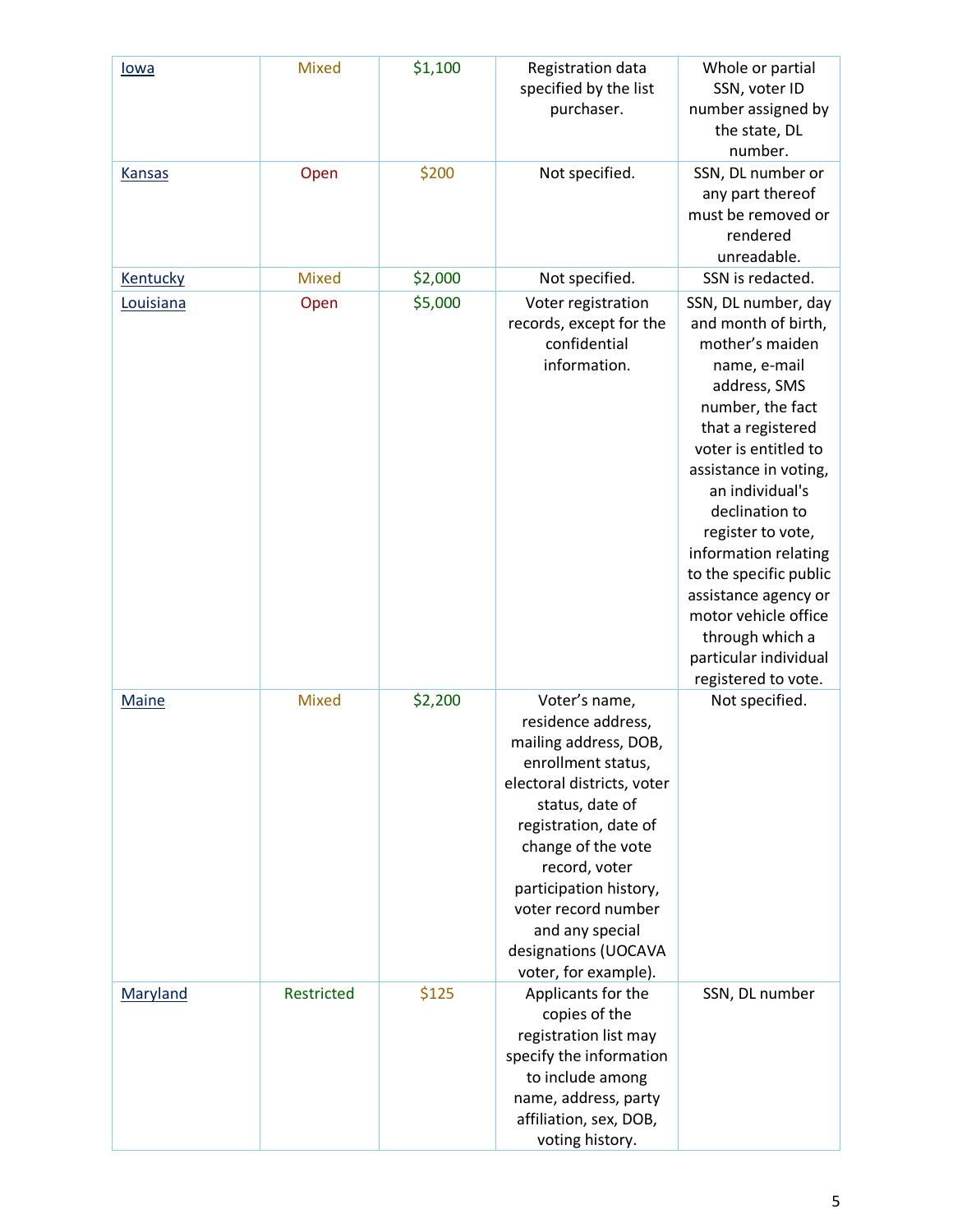| Iowa | Mixed | $1,100 | Registration data specified by the list purchaser. | Whole or partial SSN, voter ID number assigned by the state, DL number. |
|---|---|---|---|---|
| Kansas | Open | $200 | Not specified. | SSN, DL number or any part thereof must be removed or rendered unreadable. |
| Kentucky | Mixed | $2,000 | Not specified. | SSN is redacted. |
| Louisiana | Open | $5,000 | Voter registration records, except for the confidential information. | SSN, DL number, day and month of birth, mother's maiden name, e-mail address, SMS number, the fact that a registered voter is entitled to assistance in voting, an individual's declination to register to vote, information relating to the specific public assistance agency or motor vehicle office through which a particular individual registered to vote. |
| Maine | Mixed | $2,200 | Voter's name, residence address, mailing address, DOB, enrollment status, electoral districts, voter status, date of registration, date of change of the vote record, voter participation history, voter record number and any special designations (UOCAVA voter, for example). | Not specified. |
| Maryland | Restricted | $125 | Applicants for the copies of the registration list may specify the information to include among name, address, party affiliation, sex, DOB, voting history. | SSN, DL number |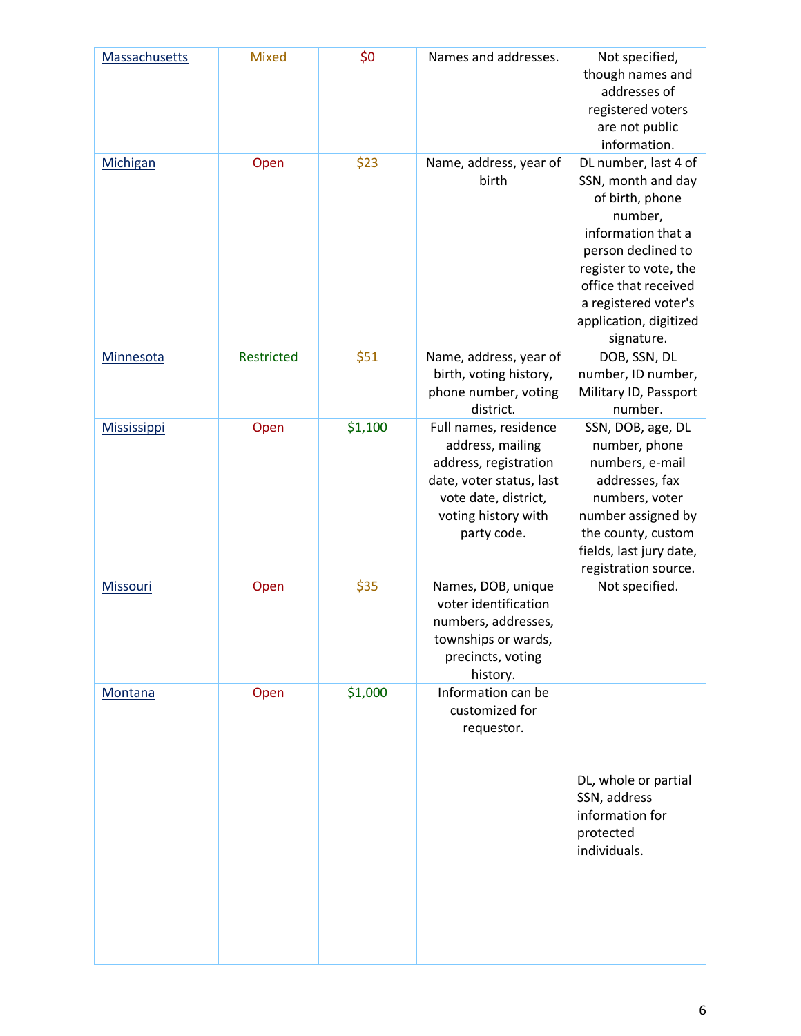| | | | | |
|---|---|---|---|---|
| Massachusetts | Mixed | $0 | Names and addresses. | Not specified, though names and addresses of registered voters are not public information. |
| Michigan | Open | $23 | Name, address, year of birth | DL number, last 4 of SSN, month and day of birth, phone number, information that a person declined to register to vote, the office that received a registered voter's application, digitized signature. |
| Minnesota | Restricted | $51 | Name, address, year of birth, voting history, phone number, voting district. | DOB, SSN, DL number, ID number, Military ID, Passport number. |
| Mississippi | Open | $1,100 | Full names, residence address, mailing address, registration date, voter status, last vote date, district, voting history with party code. | SSN, DOB, age, DL number, phone numbers, e-mail addresses, fax numbers, voter number assigned by the county, custom fields, last jury date, registration source. |
| Missouri | Open | $35 | Names, DOB, unique voter identification numbers, addresses, townships or wards, precincts, voting history. | Not specified. |
| Montana | Open | $1,000 | Information can be customized for requestor. | DL, whole or partial SSN, address information for protected individuals. |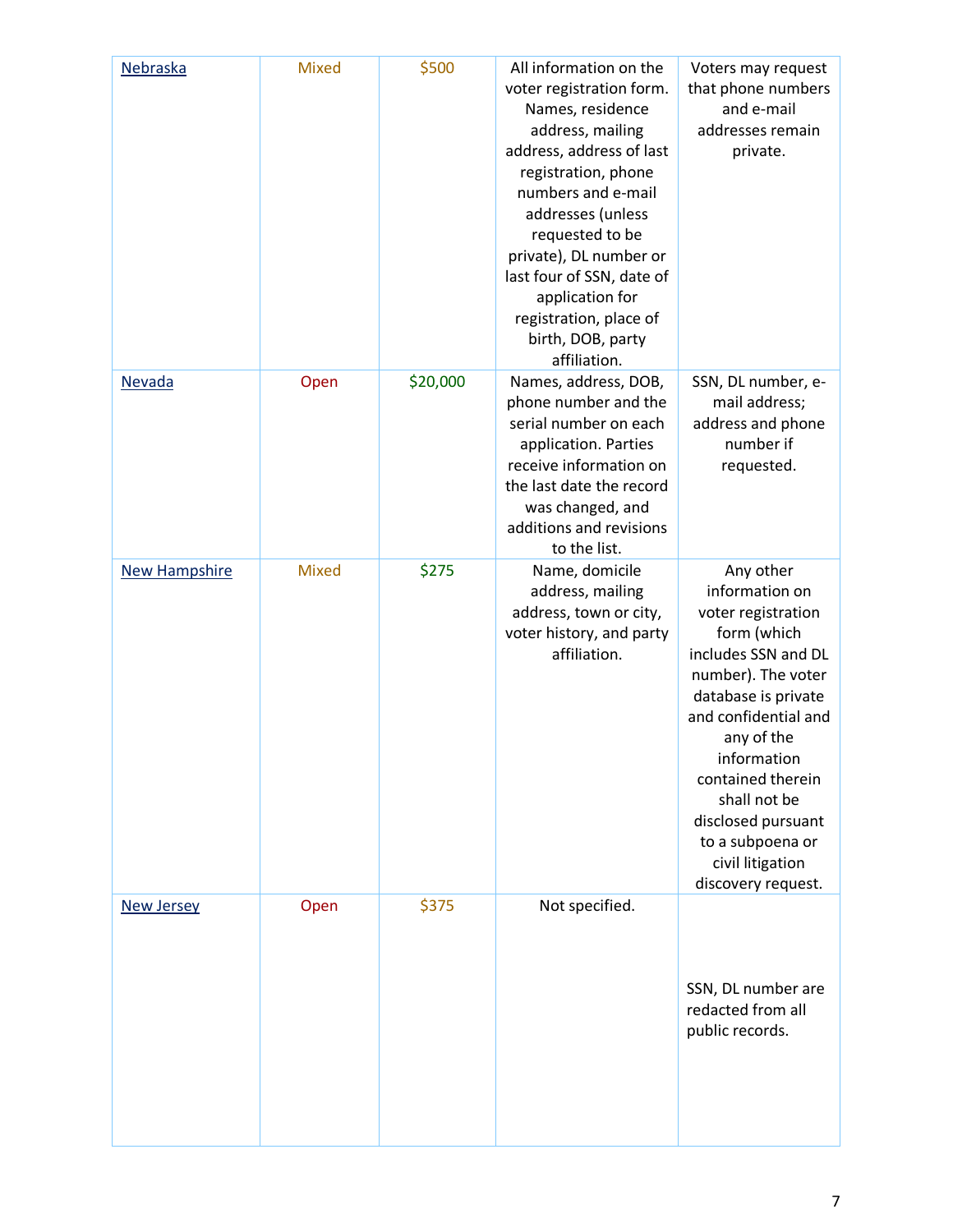| Nebraska | Mixed | $500 | All information on the voter registration form. Names, residence address, mailing address, address of last registration, phone numbers and e-mail addresses (unless requested to be private), DL number or last four of SSN, date of application for registration, place of birth, DOB, party affiliation. | Voters may request that phone numbers and e-mail addresses remain private. |
|---|---|---|---|---|
| Nevada | Open | $20,000 | Names, address, DOB, phone number and the serial number on each application. Parties receive information on the last date the record was changed, and additions and revisions to the list. | SSN, DL number, e-mail address; address and phone number if requested. |
| New Hampshire | Mixed | $275 | Name, domicile address, mailing address, town or city, voter history, and party affiliation. | Any other information on voter registration form (which includes SSN and DL number). The voter database is private and confidential and any of the information contained therein shall not be disclosed pursuant to a subpoena or civil litigation discovery request. |
| New Jersey | Open | $375 | Not specified. | SSN, DL number are redacted from all public records. |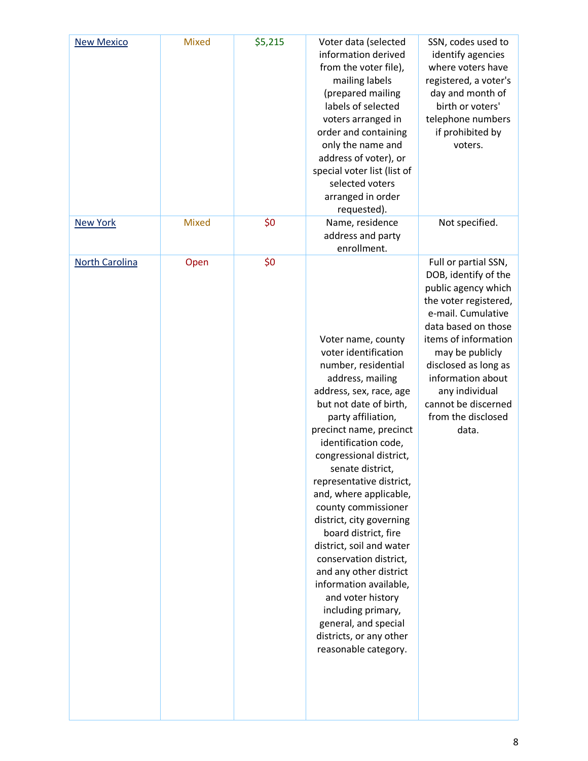| New Mexico | Mixed | $5,215 | Voter data (selected information derived from the voter file), mailing labels (prepared mailing labels of selected voters arranged in order and containing only the name and address of voter), or special voter list (list of selected voters arranged in order requested). | SSN, codes used to identify agencies where voters have registered, a voter's day and month of birth or voters' telephone numbers if prohibited by voters. |
|---|---|---|---|---|
| New York | Mixed | $0 | Name, residence address and party enrollment. | Not specified. |
| North Carolina | Open | $0 | Voter name, county voter identification number, residential address, mailing address, sex, race, age but not date of birth, party affiliation, precinct name, precinct identification code, congressional district, senate district, representative district, and, where applicable, county commissioner district, city governing board district, fire district, soil and water conservation district, and any other district information available, and voter history including primary, general, and special districts, or any other reasonable category. | Full or partial SSN, DOB, identify of the public agency which the voter registered, e-mail. Cumulative data based on those items of information may be publicly disclosed as long as information about any individual cannot be discerned from the disclosed data. |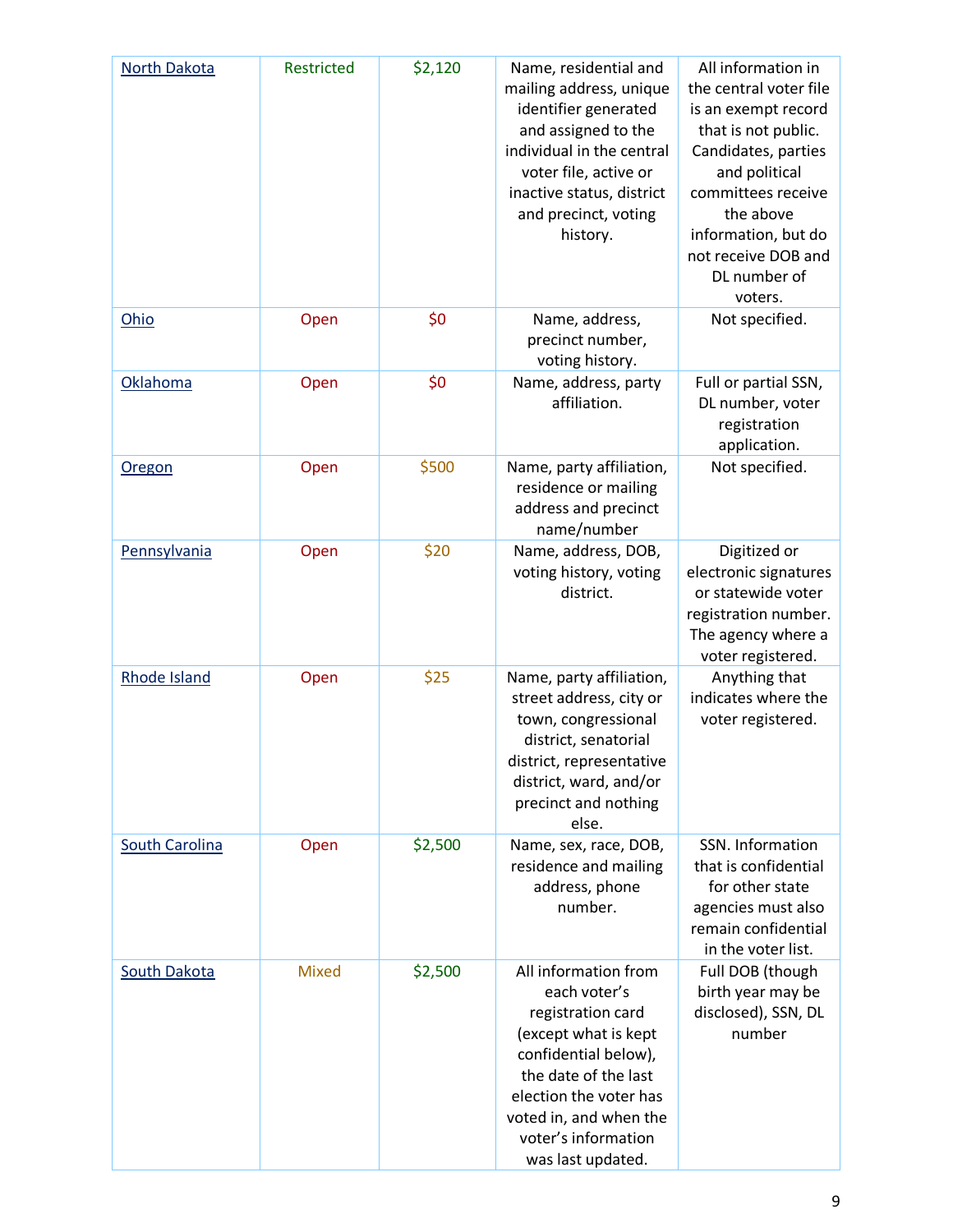| North Dakota | Restricted | $2,120 | Name, residential and mailing address, unique identifier generated and assigned to the individual in the central voter file, active or inactive status, district and precinct, voting history. | All information in the central voter file is an exempt record that is not public. Candidates, parties and political committees receive the above information, but do not receive DOB and DL number of voters. |
|---|---|---|---|---|
| Ohio | Open | $0 | Name, address, precinct number, voting history. | Not specified. |
| Oklahoma | Open | $0 | Name, address, party affiliation. | Full or partial SSN, DL number, voter registration application. |
| Oregon | Open | $500 | Name, party affiliation, residence or mailing address and precinct name/number | Not specified. |
| Pennsylvania | Open | $20 | Name, address, DOB, voting history, voting district. | Digitized or electronic signatures or statewide voter registration number. The agency where a voter registered. |
| Rhode Island | Open | $25 | Name, party affiliation, street address, city or town, congressional district, senatorial district, representative district, ward, and/or precinct and nothing else. | Anything that indicates where the voter registered. |
| South Carolina | Open | $2,500 | Name, sex, race, DOB, residence and mailing address, phone number. | SSN. Information that is confidential for other state agencies must also remain confidential in the voter list. |
| South Dakota | Mixed | $2,500 | All information from each voter's registration card (except what is kept confidential below), the date of the last election the voter has voted in, and when the voter's information was last updated. | Full DOB (though birth year may be disclosed), SSN, DL number |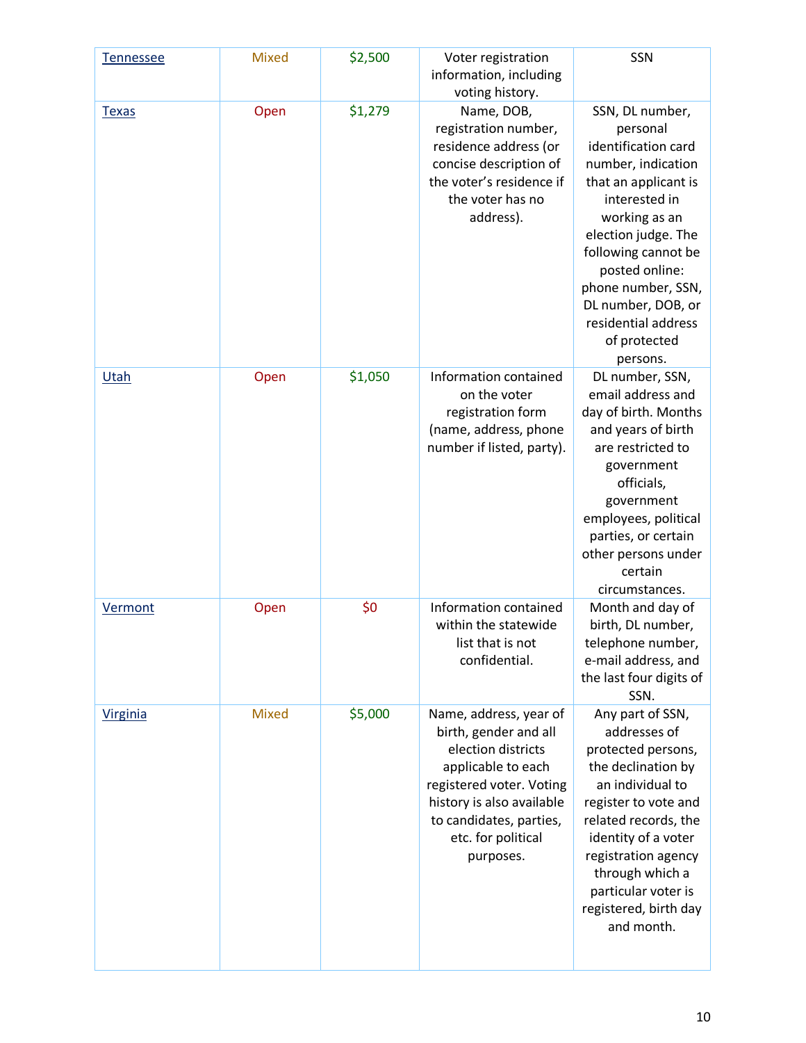| [Tennessee]() | Mixed | $2,500 | Voter registration information, including voting history. | SSN |
|---|---|---|---|---|
| [Texas]() | Open | $1,279 | Name, DOB, registration number, residence address (or concise description of the voter's residence if the voter has no address). | SSN, DL number, personal identification card number, indication that an applicant is interested in working as an election judge. The following cannot be posted online: phone number, SSN, DL number, DOB, or residential address of protected persons. |
| [Utah]() | Open | $1,050 | Information contained on the voter registration form (name, address, phone number if listed, party). | DL number, SSN, email address and day of birth. Months and years of birth are restricted to government officials, government employees, political parties, or certain other persons under certain circumstances. |
| [Vermont]() | Open | $0 | Information contained within the statewide list that is not confidential. | Month and day of birth, DL number, telephone number, e-mail address, and the last four digits of SSN. |
| [Virginia]() | Mixed | $5,000 | Name, address, year of birth, gender and all election districts applicable to each registered voter. Voting history is also available to candidates, parties, etc. for political purposes. | Any part of SSN, addresses of protected persons, the declination by an individual to register to vote and related records, the identity of a voter registration agency through which a particular voter is registered, birth day and month. |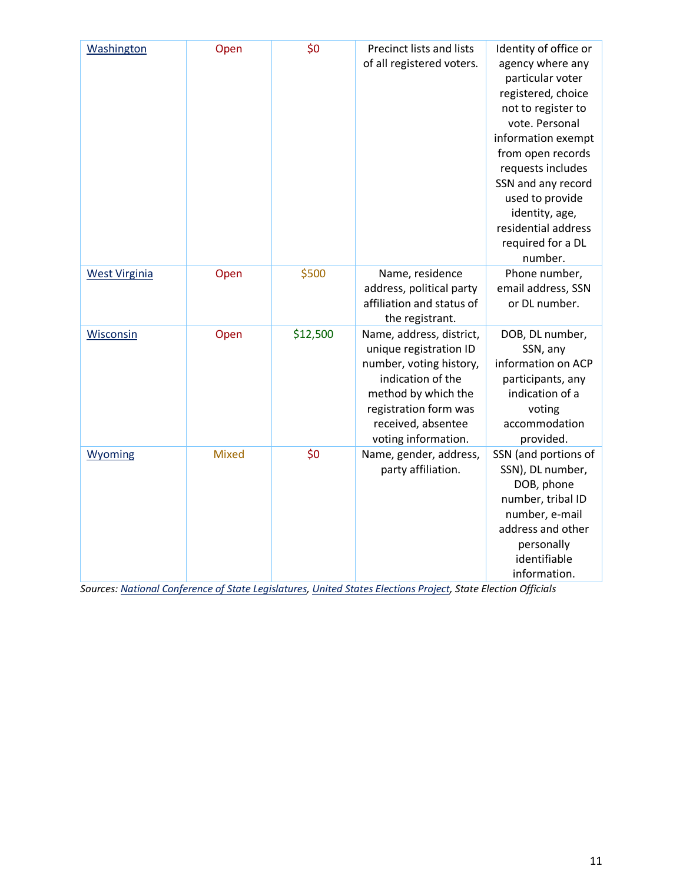| | | | | |
|---|---|---|---|---|
| Washington | Open | $0 | Precinct lists and lists of all registered voters. | Identity of office or agency where any particular voter registered, choice not to register to vote. Personal information exempt from open records requests includes SSN and any record used to provide identity, age, residential address required for a DL number. |
| West Virginia | Open | $500 | Name, residence address, political party affiliation and status of the registrant. | Phone number, email address, SSN or DL number. |
| Wisconsin | Open | $12,500 | Name, address, district, unique registration ID number, voting history, indication of the method by which the registration form was received, absentee voting information. | DOB, DL number, SSN, any information on ACP participants, any indication of a voting accommodation provided. |
| Wyoming | Mixed | $0 | Name, gender, address, party affiliation. | SSN (and portions of SSN), DL number, DOB, phone number, tribal ID number, e-mail address and other personally identifiable information. |

*Sources: National Conference of State Legislatures, United States Elections Project, State Election Officials*